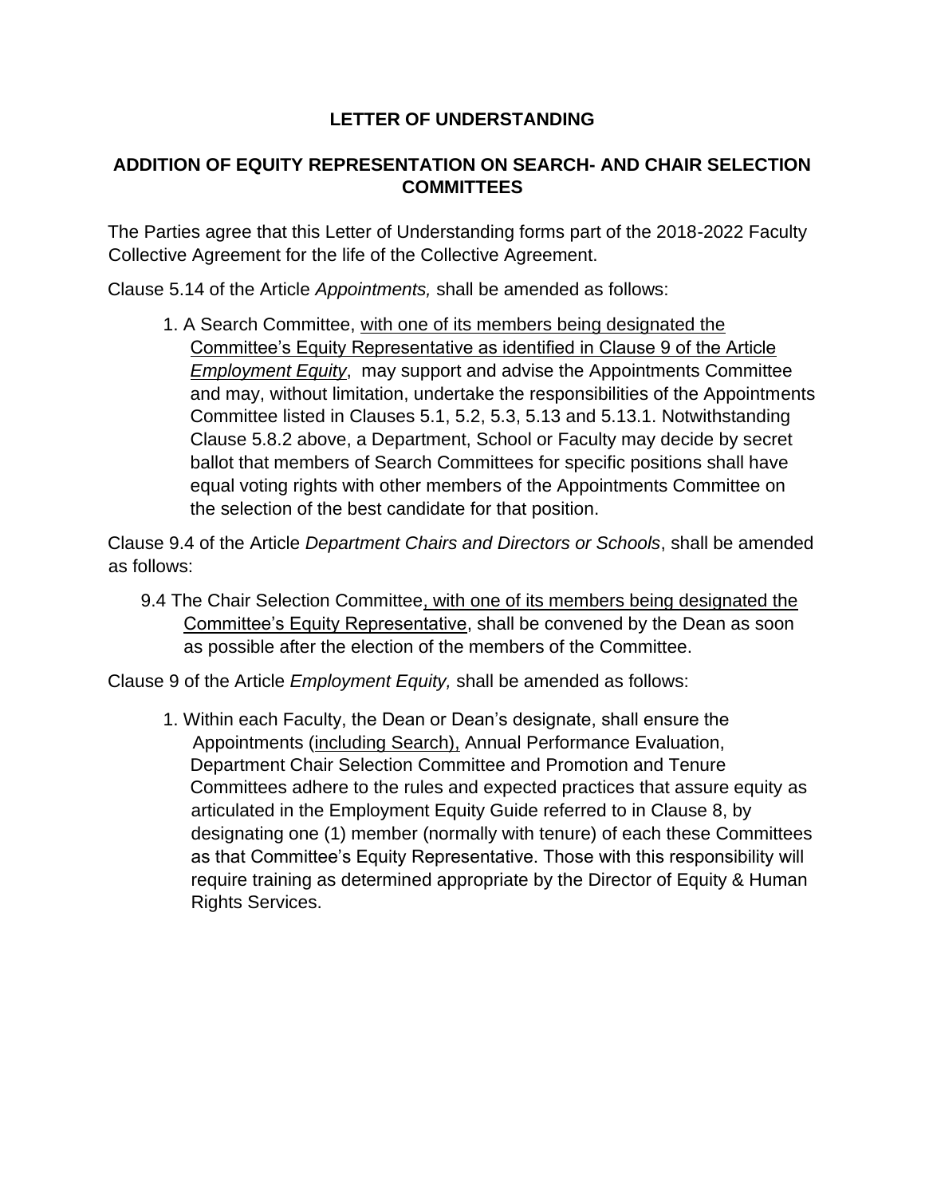# LETTER OF UNDERSTANDING

## ADDITION OF EQUITY REPRESENTATION ON SEARCH- AND CHAIR SELECTION COMMITTEES

The Parties agree that this Letter of Understanding forms part of the 2018-2022 Faculty Collective Agreement for the life of the Collective Agreement.

Clause 5.14 of the Article *Appointments,* shall be amended as follows:

1. A Search Committee, <u>with one of its members being designated the Committee's Equity Representative as identified in Clause 9 of the Article *Employment Equity*</u>, may support and advise the Appointments Committee and may, without limitation, undertake the responsibilities of the Appointments Committee listed in Clauses 5.1, 5.2, 5.3, 5.13 and 5.13.1. Notwithstanding Clause 5.8.2 above, a Department, School or Faculty may decide by secret ballot that members of Search Committees for specific positions shall have equal voting rights with other members of the Appointments Committee on the selection of the best candidate for that position.

Clause 9.4 of the Article *Department Chairs and Directors or Schools*, shall be amended as follows:

9.4 The Chair Selection Committee<u>, with one of its members being designated the Committee's Equity Representative</u>, shall be convened by the Dean as soon as possible after the election of the members of the Committee.

Clause 9 of the Article *Employment Equity,* shall be amended as follows:

1. Within each Faculty, the Dean or Dean's designate, shall ensure the Appointments (<u>including Search),</u> Annual Performance Evaluation, Department Chair Selection Committee and Promotion and Tenure Committees adhere to the rules and expected practices that assure equity as articulated in the Employment Equity Guide referred to in Clause 8, by designating one (1) member (normally with tenure) of each these Committees as that Committee's Equity Representative. Those with this responsibility will require training as determined appropriate by the Director of Equity & Human Rights Services.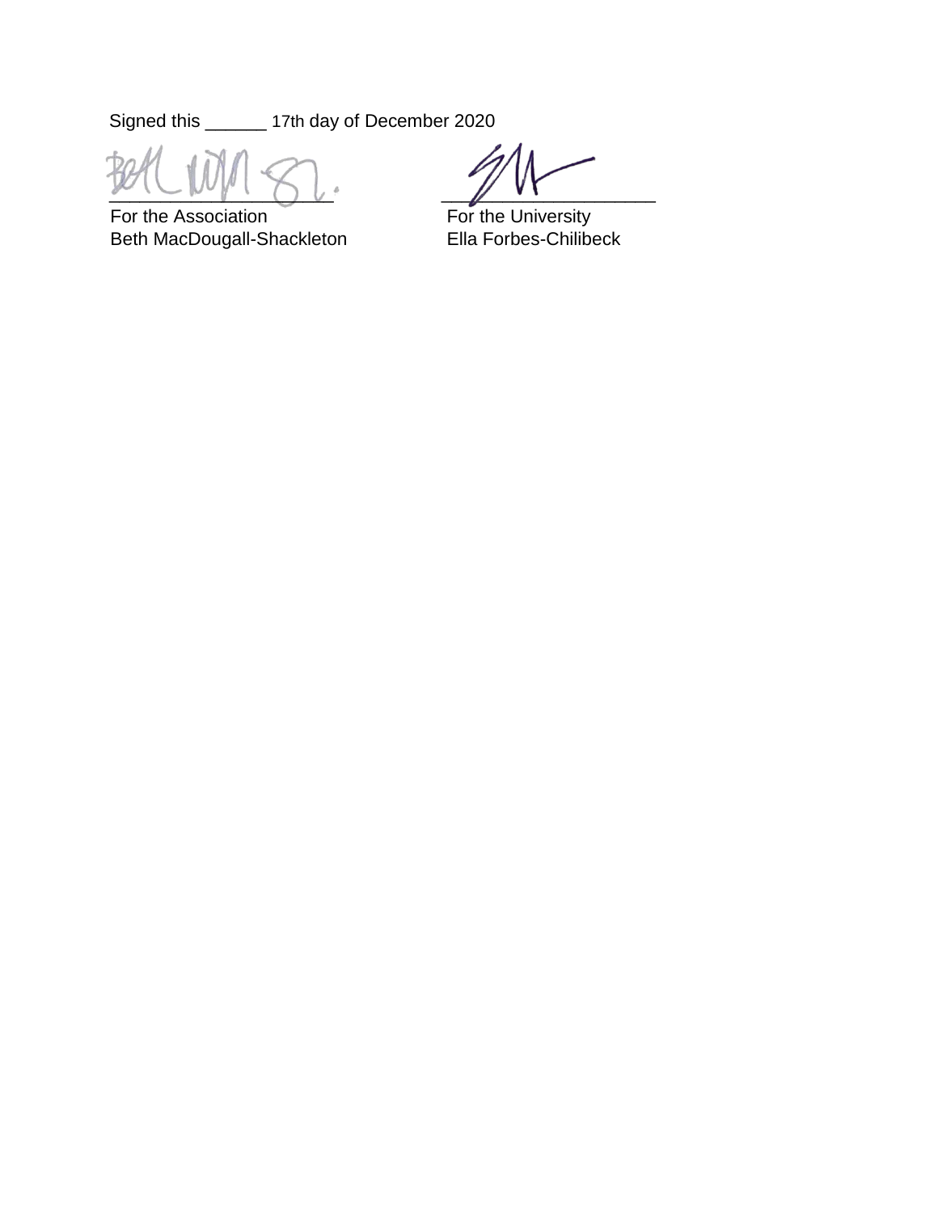Signed this ______ 17th day of December 2020

| | |
|---|---|
| ______________________ | ______________________ |
| For the Association | For the University |
| Beth MacDougall-Shackleton | Ella Forbes-Chilibeck |